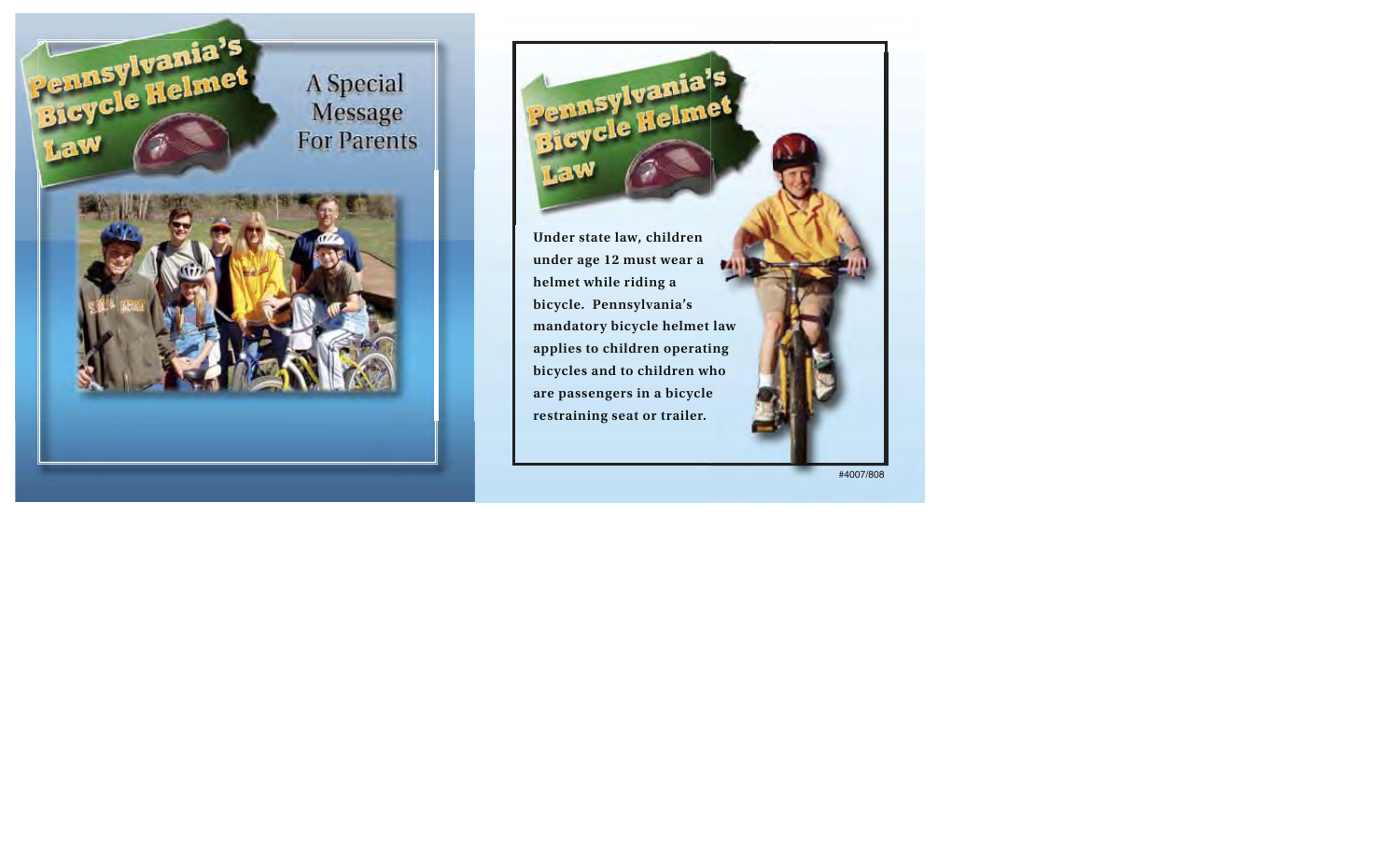# Pennsylvania's Bicycle Helmet Law

## A Special Message For Parents

# Pennsylvania's Bicycle Helmet Law

**Under state law, children under age 12 must wear a helmet while riding a bicycle. Pennsylvania's mandatory bicycle helmet law applies to children operating bicycles and to children who are passengers in a bicycle restraining seat or trailer.**

#4007/808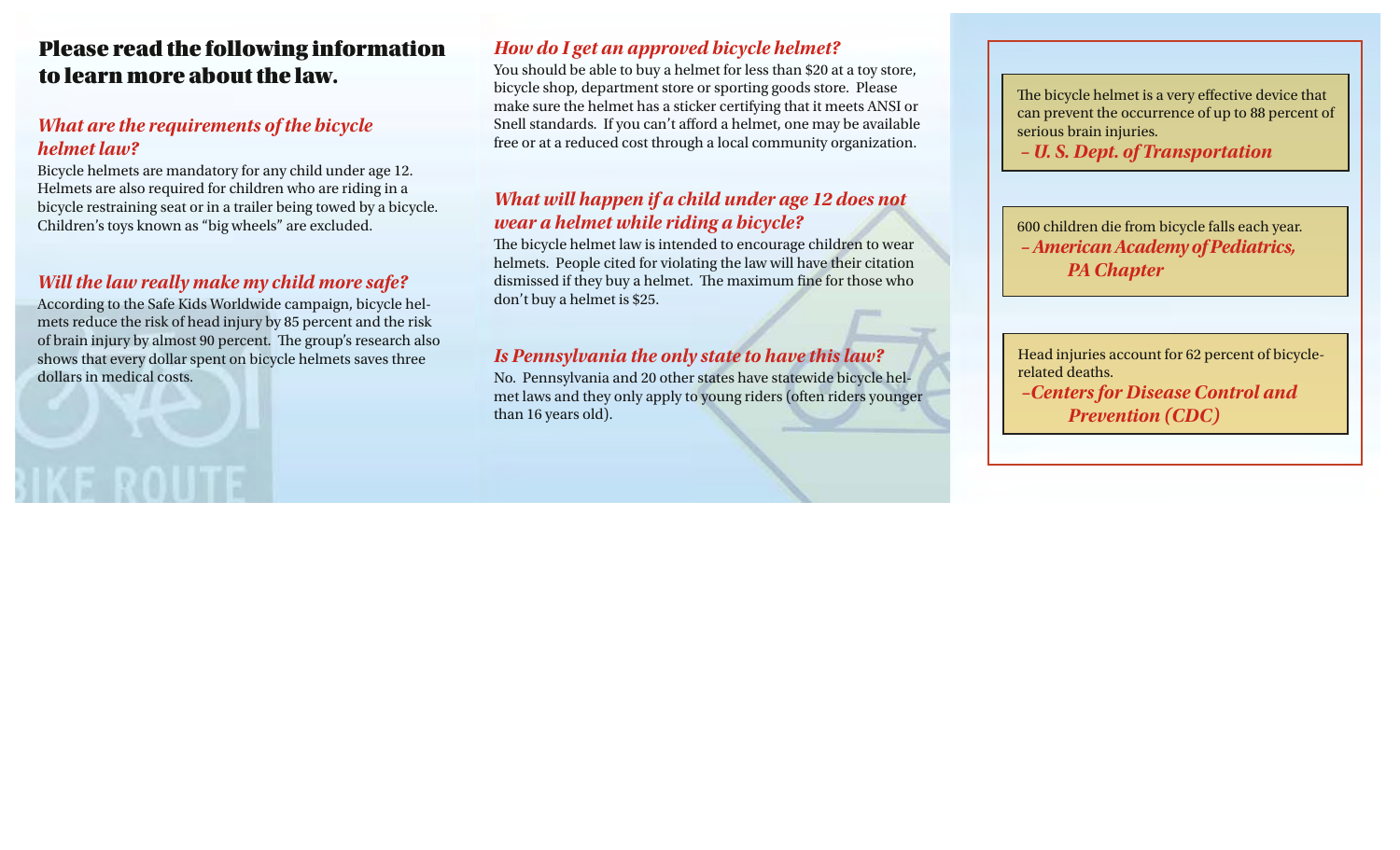## Please read the following information to learn more about the law.

### *What are the requirements of the bicycle helmet law?*

Bicycle helmets are mandatory for any child under age 12. Helmets are also required for children who are riding in a bicycle restraining seat or in a trailer being towed by a bicycle. Children's toys known as "big wheels" are excluded.

### *Will the law really make my child more safe?*

According to the Safe Kids Worldwide campaign, bicycle helmets reduce the risk of head injury by 85 percent and the risk of brain injury by almost 90 percent. The group's research also shows that every dollar spent on bicycle helmets saves three dollars in medical costs.

### *How do I get an approved bicycle helmet?*

You should be able to buy a helmet for less than $20 at a toy store, bicycle shop, department store or sporting goods store. Please make sure the helmet has a sticker certifying that it meets ANSI or Snell standards. If you can't afford a helmet, one may be available free or at a reduced cost through a local community organization.

### *What will happen if a child under age 12 does not wear a helmet while riding a bicycle?*

The bicycle helmet law is intended to encourage children to wear helmets. People cited for violating the law will have their citation dismissed if they buy a helmet. The maximum fine for those who don't buy a helmet is $25.

### *Is Pennsylvania the only state to have this law?*

No. Pennsylvania and 20 other states have statewide bicycle helmet laws and they only apply to young riders (often riders younger than 16 years old).

---

The bicycle helmet is a very effective device that can prevent the occurrence of up to 88 percent of serious brain injuries.

***– U. S. Dept. of Transportation***

600 children die from bicycle falls each year.

***– American Academy of Pediatrics, PA Chapter***

Head injuries account for 62 percent of bicycle-related deaths.

***–Centers for Disease Control and Prevention (CDC)***